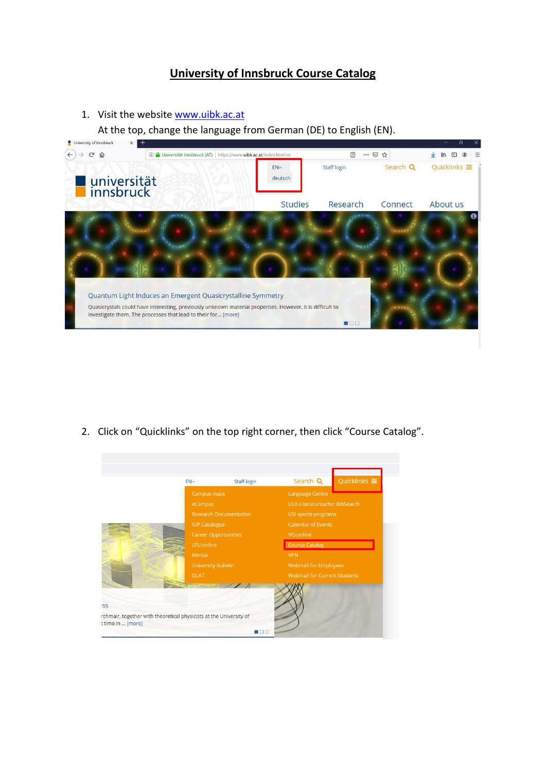# University of Innsbruck Course Catalog

1. Visit the website www.uibk.ac.at
   At the top, change the language from German (DE) to English (EN).

2. Click on "Quicklinks" on the top right corner, then click "Course Catalog".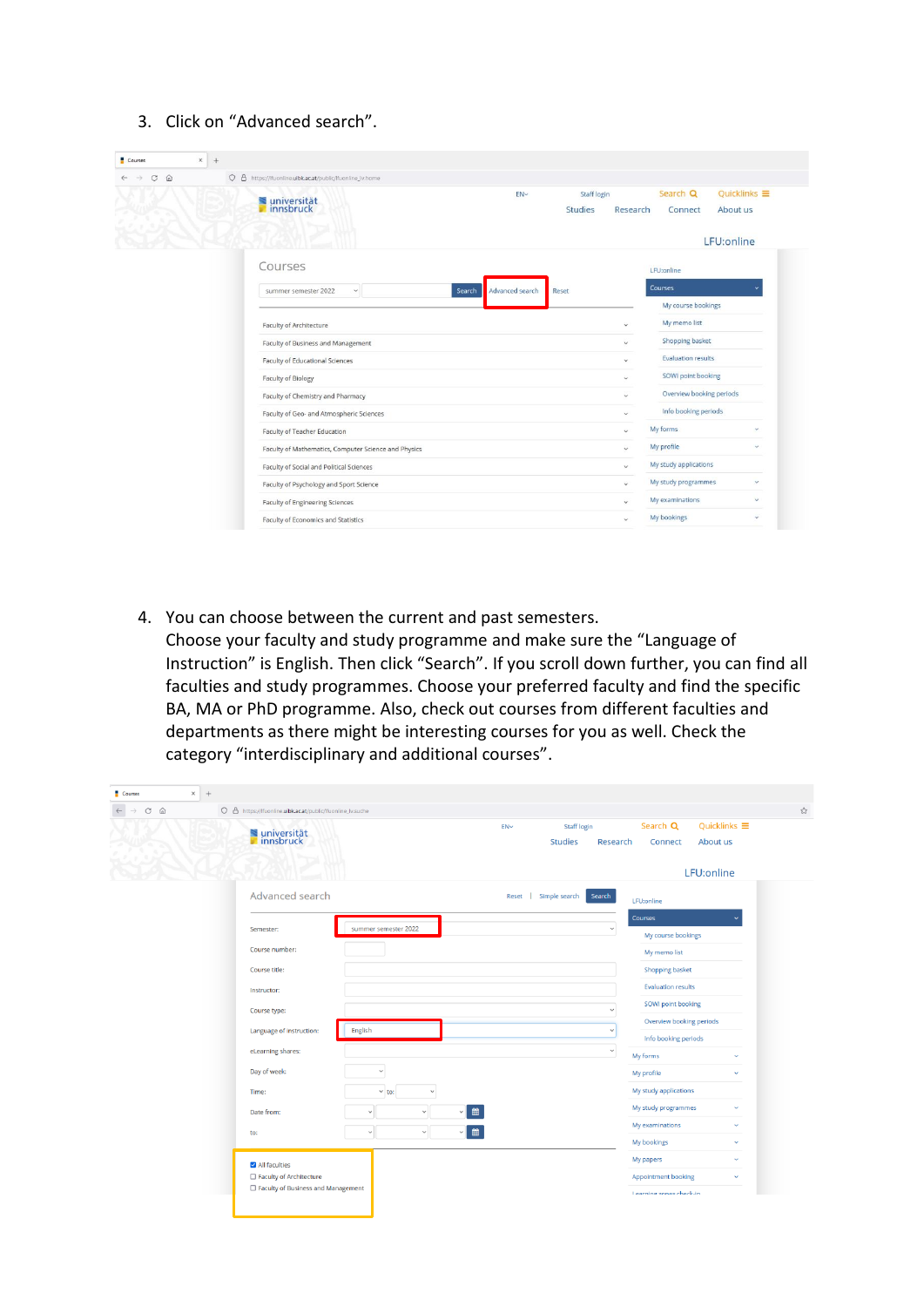3. Click on "Advanced search".

4. You can choose between the current and past semesters.
   Choose your faculty and study programme and make sure the "Language of Instruction" is English. Then click "Search". If you scroll down further, you can find all faculties and study programmes. Choose your preferred faculty and find the specific BA, MA or PhD programme. Also, check out courses from different faculties and departments as there might be interesting courses for you as well. Check the category "interdisciplinary and additional courses".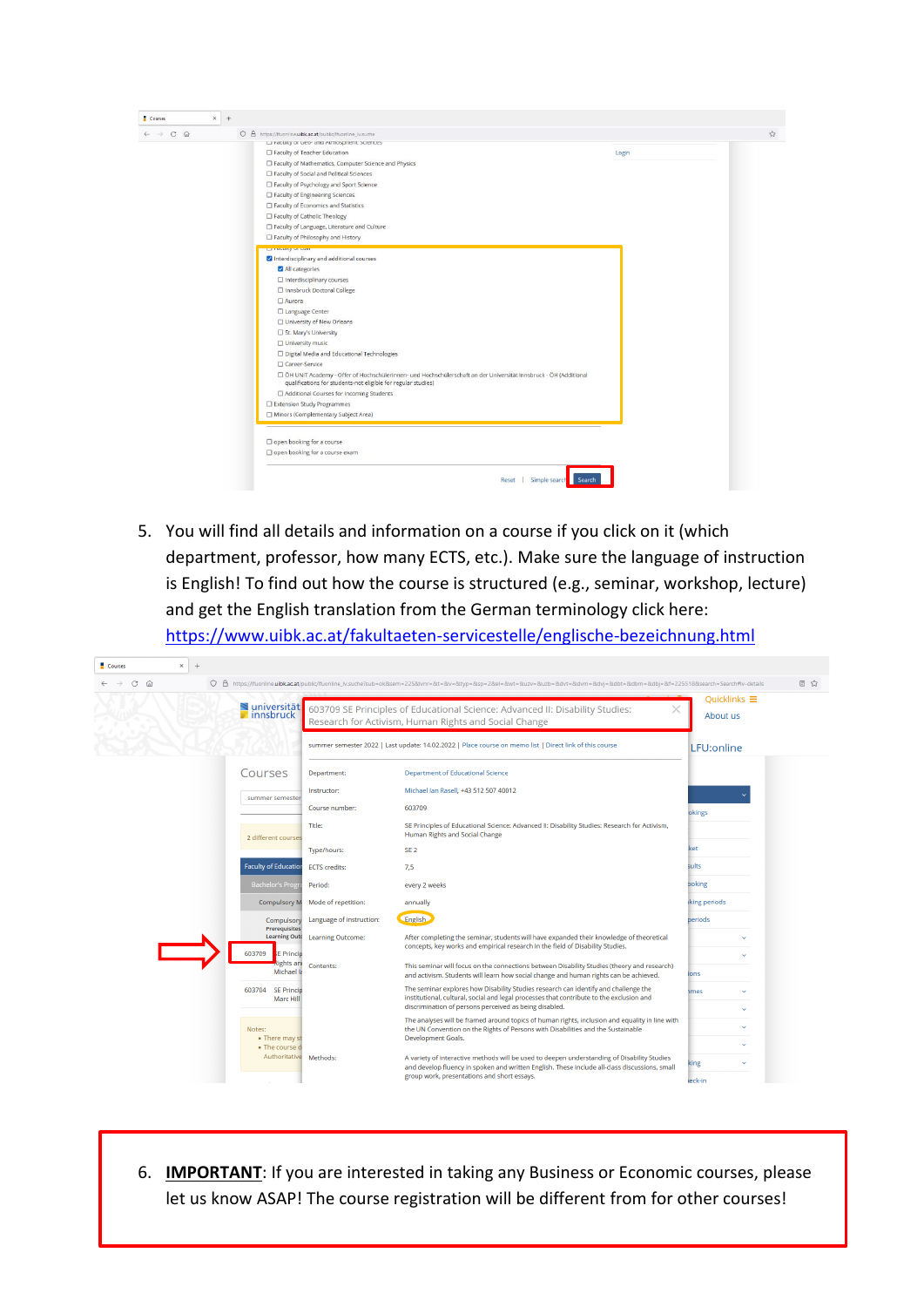5. You will find all details and information on a course if you click on it (which department, professor, how many ECTS, etc.). Make sure the language of instruction is English! To find out how the course is structured (e.g., seminar, workshop, lecture) and get the English translation from the German terminology click here: https://www.uibk.ac.at/fakultaeten-servicestelle/englische-bezeichnung.html

6. **IMPORTANT**: If you are interested in taking any Business or Economic courses, please let us know ASAP! The course registration will be different from for other courses!